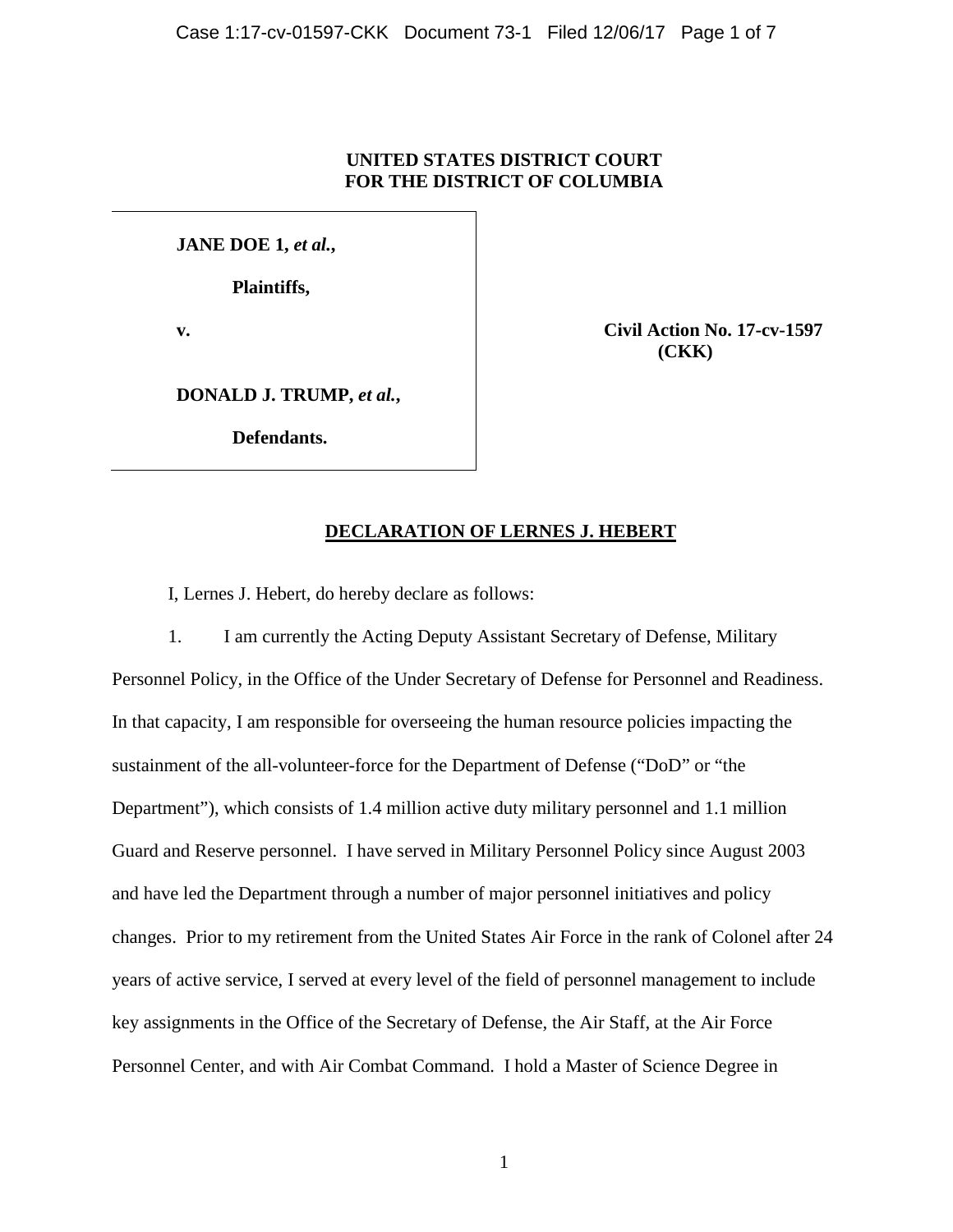**UNITED STATES DISTRICT COURT**
**FOR THE DISTRICT OF COLUMBIA**

| | |
|---|---|
| **JANE DOE 1, *et al.*,**<br><br>**Plaintiffs,**<br><br>**v.**<br><br>**DONALD J. TRUMP, *et al.*,**<br><br>**Defendants.** | **Civil Action No. 17-cv-1597 (CKK)** |

## DECLARATION OF LERNES J. HEBERT

I, Lernes J. Hebert, do hereby declare as follows:

1. I am currently the Acting Deputy Assistant Secretary of Defense, Military Personnel Policy, in the Office of the Under Secretary of Defense for Personnel and Readiness. In that capacity, I am responsible for overseeing the human resource policies impacting the sustainment of the all-volunteer-force for the Department of Defense ("DoD" or "the Department"), which consists of 1.4 million active duty military personnel and 1.1 million Guard and Reserve personnel. I have served in Military Personnel Policy since August 2003 and have led the Department through a number of major personnel initiatives and policy changes. Prior to my retirement from the United States Air Force in the rank of Colonel after 24 years of active service, I served at every level of the field of personnel management to include key assignments in the Office of the Secretary of Defense, the Air Staff, at the Air Force Personnel Center, and with Air Combat Command. I hold a Master of Science Degree in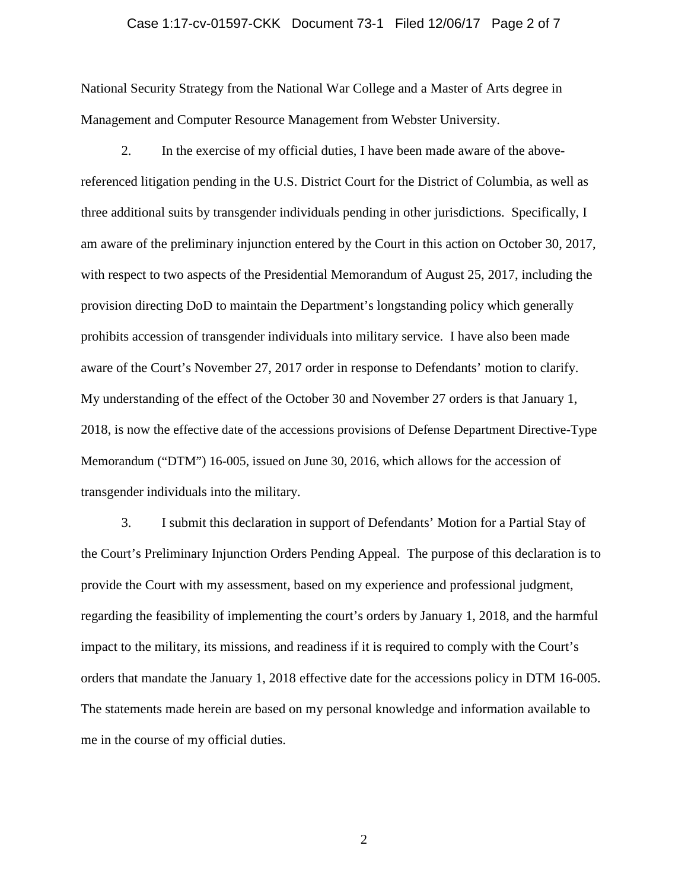National Security Strategy from the National War College and a Master of Arts degree in Management and Computer Resource Management from Webster University.

2. In the exercise of my official duties, I have been made aware of the above-referenced litigation pending in the U.S. District Court for the District of Columbia, as well as three additional suits by transgender individuals pending in other jurisdictions. Specifically, I am aware of the preliminary injunction entered by the Court in this action on October 30, 2017, with respect to two aspects of the Presidential Memorandum of August 25, 2017, including the provision directing DoD to maintain the Department's longstanding policy which generally prohibits accession of transgender individuals into military service. I have also been made aware of the Court's November 27, 2017 order in response to Defendants' motion to clarify. My understanding of the effect of the October 30 and November 27 orders is that January 1, 2018, is now the effective date of the accessions provisions of Defense Department Directive-Type Memorandum ("DTM") 16-005, issued on June 30, 2016, which allows for the accession of transgender individuals into the military.

3. I submit this declaration in support of Defendants' Motion for a Partial Stay of the Court's Preliminary Injunction Orders Pending Appeal. The purpose of this declaration is to provide the Court with my assessment, based on my experience and professional judgment, regarding the feasibility of implementing the court's orders by January 1, 2018, and the harmful impact to the military, its missions, and readiness if it is required to comply with the Court's orders that mandate the January 1, 2018 effective date for the accessions policy in DTM 16-005. The statements made herein are based on my personal knowledge and information available to me in the course of my official duties.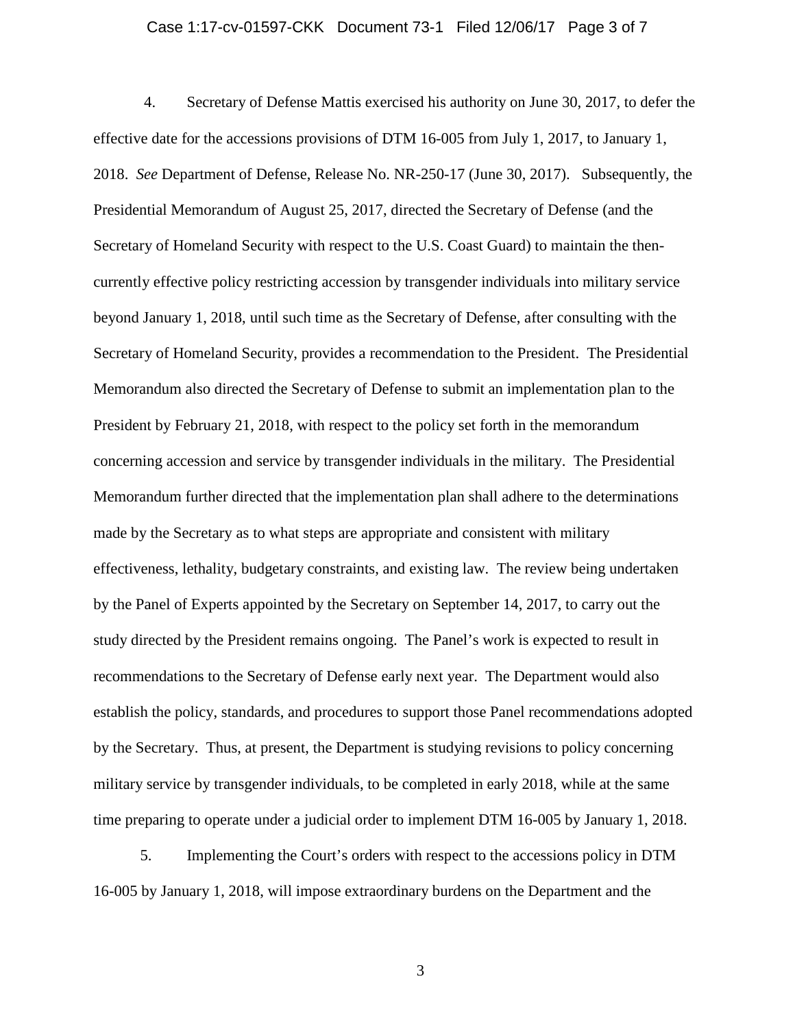4. Secretary of Defense Mattis exercised his authority on June 30, 2017, to defer the effective date for the accessions provisions of DTM 16-005 from July 1, 2017, to January 1, 2018. *See* Department of Defense, Release No. NR-250-17 (June 30, 2017). Subsequently, the Presidential Memorandum of August 25, 2017, directed the Secretary of Defense (and the Secretary of Homeland Security with respect to the U.S. Coast Guard) to maintain the then-currently effective policy restricting accession by transgender individuals into military service beyond January 1, 2018, until such time as the Secretary of Defense, after consulting with the Secretary of Homeland Security, provides a recommendation to the President. The Presidential Memorandum also directed the Secretary of Defense to submit an implementation plan to the President by February 21, 2018, with respect to the policy set forth in the memorandum concerning accession and service by transgender individuals in the military. The Presidential Memorandum further directed that the implementation plan shall adhere to the determinations made by the Secretary as to what steps are appropriate and consistent with military effectiveness, lethality, budgetary constraints, and existing law. The review being undertaken by the Panel of Experts appointed by the Secretary on September 14, 2017, to carry out the study directed by the President remains ongoing. The Panel's work is expected to result in recommendations to the Secretary of Defense early next year. The Department would also establish the policy, standards, and procedures to support those Panel recommendations adopted by the Secretary. Thus, at present, the Department is studying revisions to policy concerning military service by transgender individuals, to be completed in early 2018, while at the same time preparing to operate under a judicial order to implement DTM 16-005 by January 1, 2018.

5. Implementing the Court's orders with respect to the accessions policy in DTM 16-005 by January 1, 2018, will impose extraordinary burdens on the Department and the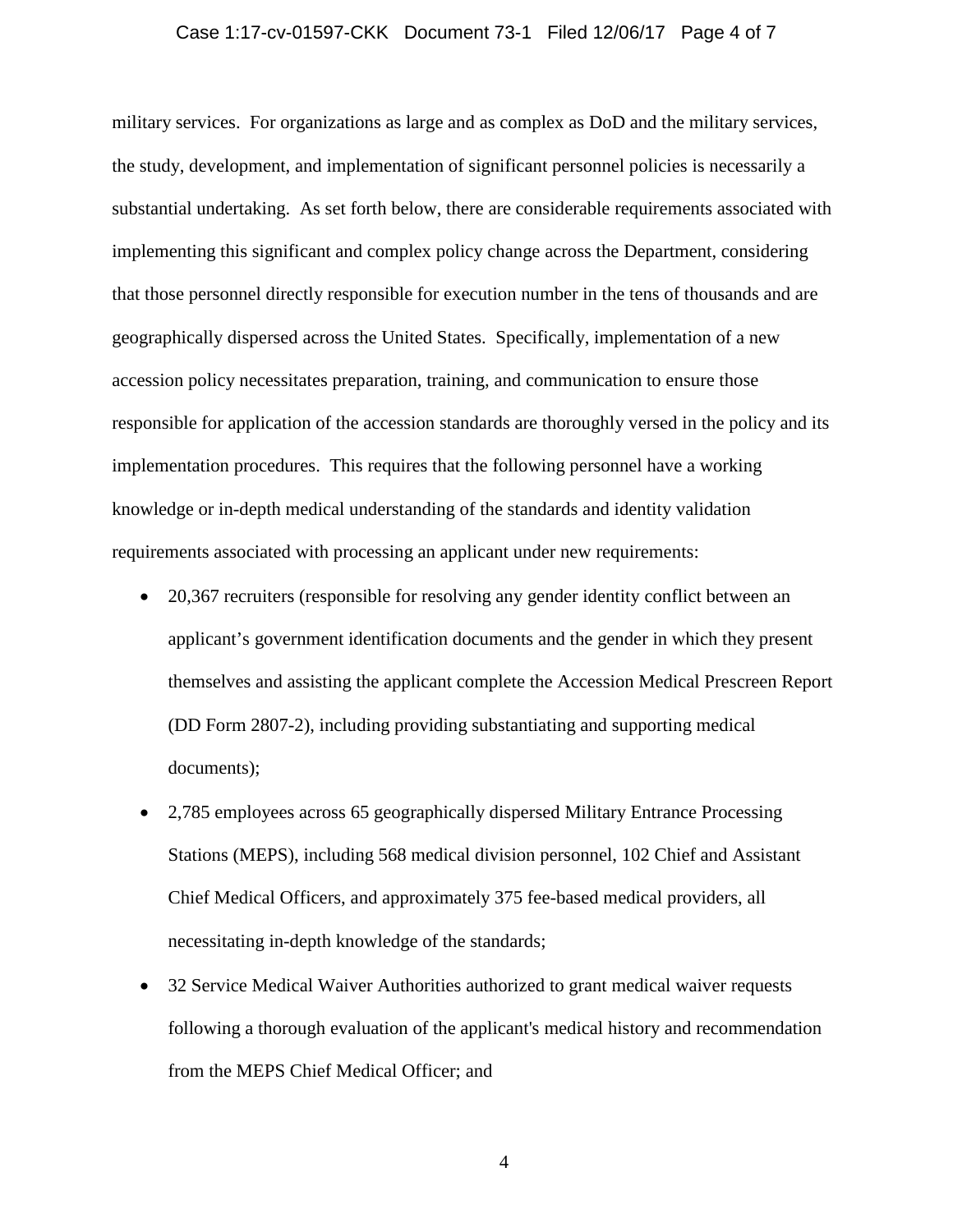military services. For organizations as large and as complex as DoD and the military services, the study, development, and implementation of significant personnel policies is necessarily a substantial undertaking. As set forth below, there are considerable requirements associated with implementing this significant and complex policy change across the Department, considering that those personnel directly responsible for execution number in the tens of thousands and are geographically dispersed across the United States. Specifically, implementation of a new accession policy necessitates preparation, training, and communication to ensure those responsible for application of the accession standards are thoroughly versed in the policy and its implementation procedures. This requires that the following personnel have a working knowledge or in-depth medical understanding of the standards and identity validation requirements associated with processing an applicant under new requirements:

- 20,367 recruiters (responsible for resolving any gender identity conflict between an applicant's government identification documents and the gender in which they present themselves and assisting the applicant complete the Accession Medical Prescreen Report (DD Form 2807-2), including providing substantiating and supporting medical documents);
- 2,785 employees across 65 geographically dispersed Military Entrance Processing Stations (MEPS), including 568 medical division personnel, 102 Chief and Assistant Chief Medical Officers, and approximately 375 fee-based medical providers, all necessitating in-depth knowledge of the standards;
- 32 Service Medical Waiver Authorities authorized to grant medical waiver requests following a thorough evaluation of the applicant's medical history and recommendation from the MEPS Chief Medical Officer; and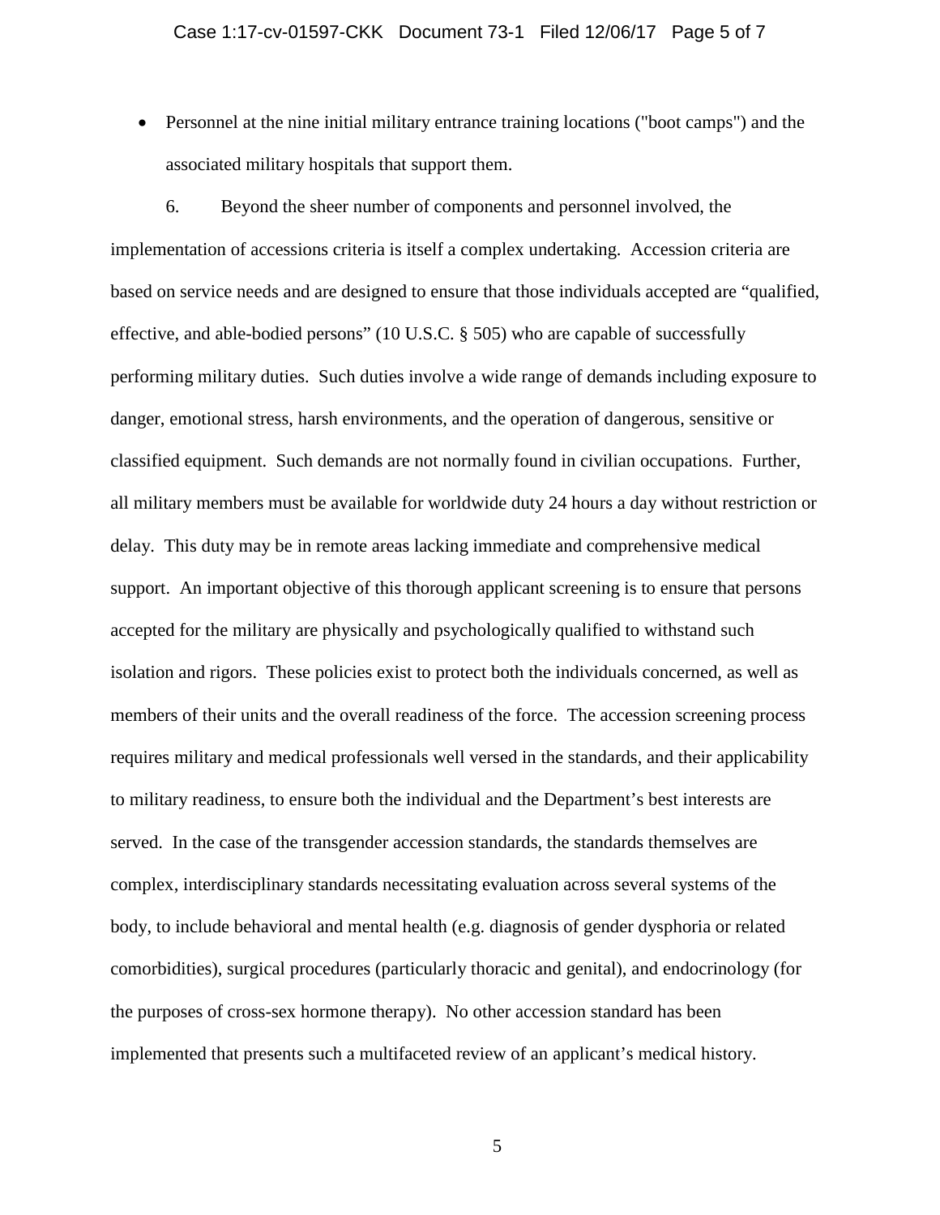- Personnel at the nine initial military entrance training locations ("boot camps") and the associated military hospitals that support them.

6. Beyond the sheer number of components and personnel involved, the implementation of accessions criteria is itself a complex undertaking. Accession criteria are based on service needs and are designed to ensure that those individuals accepted are “qualified, effective, and able-bodied persons” (10 U.S.C. § 505) who are capable of successfully performing military duties. Such duties involve a wide range of demands including exposure to danger, emotional stress, harsh environments, and the operation of dangerous, sensitive or classified equipment. Such demands are not normally found in civilian occupations. Further, all military members must be available for worldwide duty 24 hours a day without restriction or delay. This duty may be in remote areas lacking immediate and comprehensive medical support. An important objective of this thorough applicant screening is to ensure that persons accepted for the military are physically and psychologically qualified to withstand such isolation and rigors. These policies exist to protect both the individuals concerned, as well as members of their units and the overall readiness of the force. The accession screening process requires military and medical professionals well versed in the standards, and their applicability to military readiness, to ensure both the individual and the Department’s best interests are served. In the case of the transgender accession standards, the standards themselves are complex, interdisciplinary standards necessitating evaluation across several systems of the body, to include behavioral and mental health (e.g. diagnosis of gender dysphoria or related comorbidities), surgical procedures (particularly thoracic and genital), and endocrinology (for the purposes of cross-sex hormone therapy). No other accession standard has been implemented that presents such a multifaceted review of an applicant’s medical history.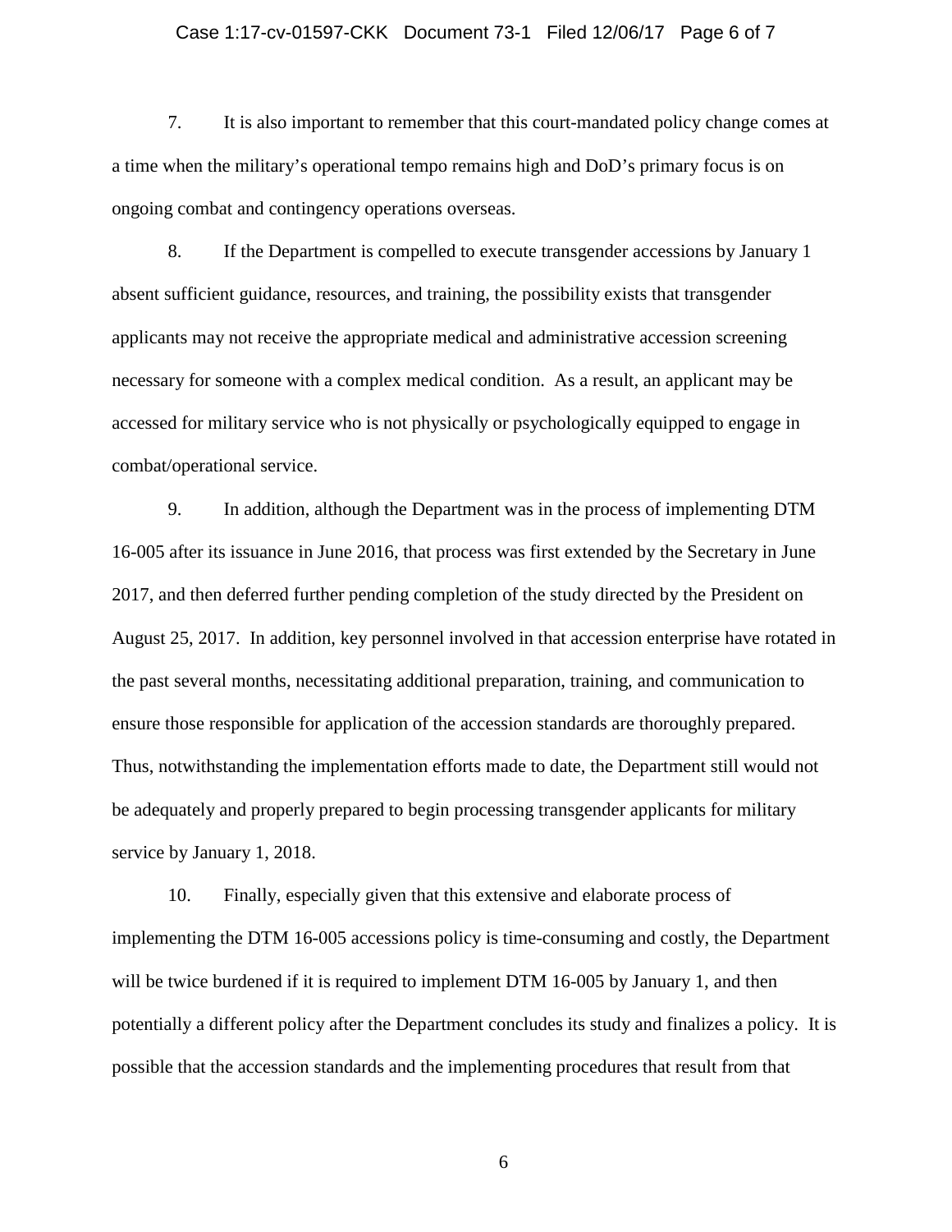7. It is also important to remember that this court-mandated policy change comes at a time when the military's operational tempo remains high and DoD's primary focus is on ongoing combat and contingency operations overseas.

8. If the Department is compelled to execute transgender accessions by January 1 absent sufficient guidance, resources, and training, the possibility exists that transgender applicants may not receive the appropriate medical and administrative accession screening necessary for someone with a complex medical condition. As a result, an applicant may be accessed for military service who is not physically or psychologically equipped to engage in combat/operational service.

9. In addition, although the Department was in the process of implementing DTM 16-005 after its issuance in June 2016, that process was first extended by the Secretary in June 2017, and then deferred further pending completion of the study directed by the President on August 25, 2017. In addition, key personnel involved in that accession enterprise have rotated in the past several months, necessitating additional preparation, training, and communication to ensure those responsible for application of the accession standards are thoroughly prepared. Thus, notwithstanding the implementation efforts made to date, the Department still would not be adequately and properly prepared to begin processing transgender applicants for military service by January 1, 2018.

10. Finally, especially given that this extensive and elaborate process of implementing the DTM 16-005 accessions policy is time-consuming and costly, the Department will be twice burdened if it is required to implement DTM 16-005 by January 1, and then potentially a different policy after the Department concludes its study and finalizes a policy. It is possible that the accession standards and the implementing procedures that result from that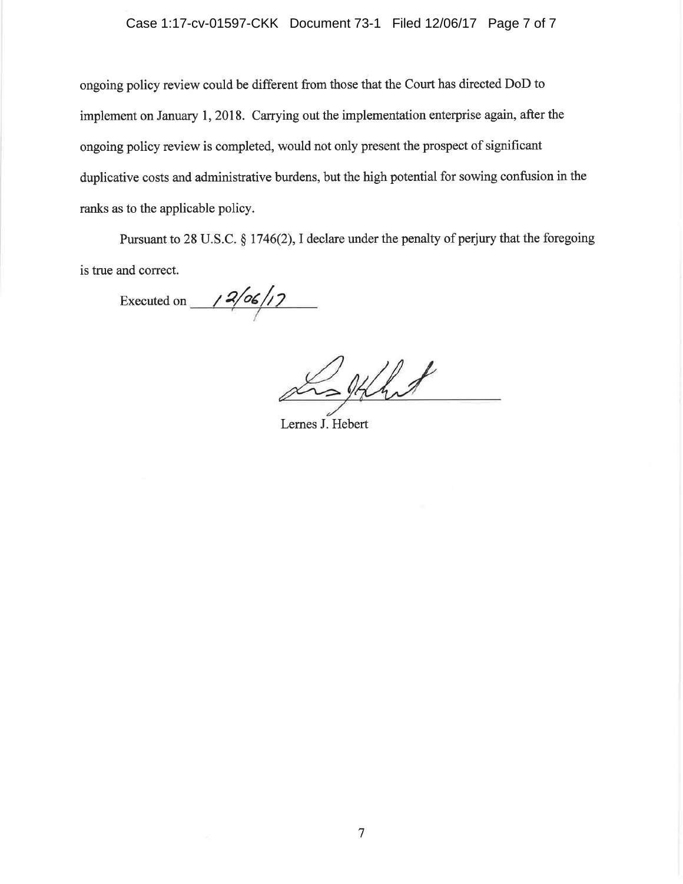ongoing policy review could be different from those that the Court has directed DoD to implement on January 1, 2018. Carrying out the implementation enterprise again, after the ongoing policy review is completed, would not only present the prospect of significant duplicative costs and administrative burdens, but the high potential for sowing confusion in the ranks as to the applicable policy.

Pursuant to 28 U.S.C. § 1746(2), I declare under the penalty of perjury that the foregoing is true and correct.

Executed on 12/06/17

Lernes J. Hebert